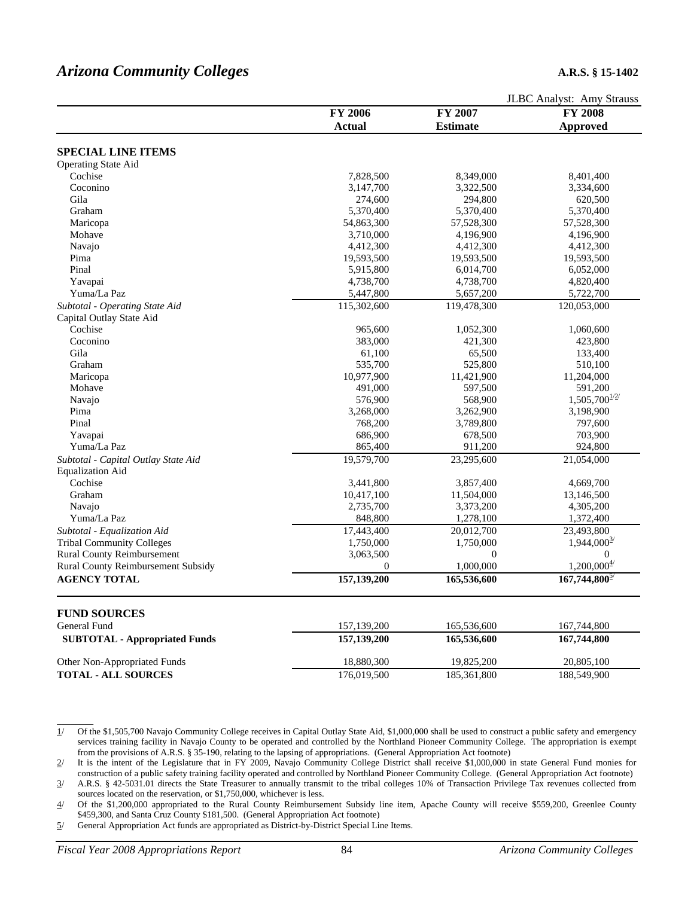## *Arizona Community Colleges*

**A.R.S. § 15-1402**

JLBC Analyst: Amy Strauss

| | FY 2006 Actual | FY 2007 Estimate | FY 2008 Approved |
|---|---|---|---|
| **SPECIAL LINE ITEMS** | | | |
| Operating State Aid | | | |
| Cochise | 7,828,500 | 8,349,000 | 8,401,400 |
| Coconino | 3,147,700 | 3,322,500 | 3,334,600 |
| Gila | 274,600 | 294,800 | 620,500 |
| Graham | 5,370,400 | 5,370,400 | 5,370,400 |
| Maricopa | 54,863,300 | 57,528,300 | 57,528,300 |
| Mohave | 3,710,000 | 4,196,900 | 4,196,900 |
| Navajo | 4,412,300 | 4,412,300 | 4,412,300 |
| Pima | 19,593,500 | 19,593,500 | 19,593,500 |
| Pinal | 5,915,800 | 6,014,700 | 6,052,000 |
| Yavapai | 4,738,700 | 4,738,700 | 4,820,400 |
| Yuma/La Paz | 5,447,800 | 5,657,200 | 5,722,700 |
| *Subtotal - Operating State Aid* | 115,302,600 | 119,478,300 | 120,053,000 |
| Capital Outlay State Aid | | | |
| Cochise | 965,600 | 1,052,300 | 1,060,600 |
| Coconino | 383,000 | 421,300 | 423,800 |
| Gila | 61,100 | 65,500 | 133,400 |
| Graham | 535,700 | 525,800 | 510,100 |
| Maricopa | 10,977,900 | 11,421,900 | 11,204,000 |
| Mohave | 491,000 | 597,500 | 591,200 |
| Navajo | 576,900 | 568,900 | 1,505,700[1/2/] |
| Pima | 3,268,000 | 3,262,900 | 3,198,900 |
| Pinal | 768,200 | 3,789,800 | 797,600 |
| Yavapai | 686,900 | 678,500 | 703,900 |
| Yuma/La Paz | 865,400 | 911,200 | 924,800 |
| *Subtotal - Capital Outlay State Aid* | 19,579,700 | 23,295,600 | 21,054,000 |
| Equalization Aid | | | |
| Cochise | 3,441,800 | 3,857,400 | 4,669,700 |
| Graham | 10,417,100 | 11,504,000 | 13,146,500 |
| Navajo | 2,735,700 | 3,373,200 | 4,305,200 |
| Yuma/La Paz | 848,800 | 1,278,100 | 1,372,400 |
| *Subtotal - Equalization Aid* | 17,443,400 | 20,012,700 | 23,493,800 |
| Tribal Community Colleges | 1,750,000 | 1,750,000 | 1,944,000[3/] |
| Rural County Reimbursement | 3,063,500 | 0 | 0 |
| Rural County Reimbursement Subsidy | 0 | 1,000,000 | 1,200,000[4/] |
| **AGENCY TOTAL** | **157,139,200** | **165,536,600** | **167,744,800**[5/] |
| | | | |
| **FUND SOURCES** | | | |
| General Fund | 157,139,200 | 165,536,600 | 167,744,800 |
| **SUBTOTAL - Appropriated Funds** | **157,139,200** | **165,536,600** | **167,744,800** |
| | | | |
| Other Non-Appropriated Funds | 18,880,300 | 19,825,200 | 20,805,100 |
| **TOTAL - ALL SOURCES** | 176,019,500 | 185,361,800 | 188,549,900 |

1/ Of the $1,505,700 Navajo Community College receives in Capital Outlay State Aid, $1,000,000 shall be used to construct a public safety and emergency services training facility in Navajo County to be operated and controlled by the Northland Pioneer Community College. The appropriation is exempt from the provisions of A.R.S. § 35-190, relating to the lapsing of appropriations. (General Appropriation Act footnote)

2/ It is the intent of the Legislature that in FY 2009, Navajo Community College District shall receive $1,000,000 in state General Fund monies for construction of a public safety training facility operated and controlled by Northland Pioneer Community College. (General Appropriation Act footnote)

3/ A.R.S. § 42-5031.01 directs the State Treasurer to annually transmit to the tribal colleges 10% of Transaction Privilege Tax revenues collected from sources located on the reservation, or $1,750,000, whichever is less.

4/ Of the $1,200,000 appropriated to the Rural County Reimbursement Subsidy line item, Apache County will receive $559,200, Greenlee County $459,300, and Santa Cruz County $181,500. (General Appropriation Act footnote)

5/ General Appropriation Act funds are appropriated as District-by-District Special Line Items.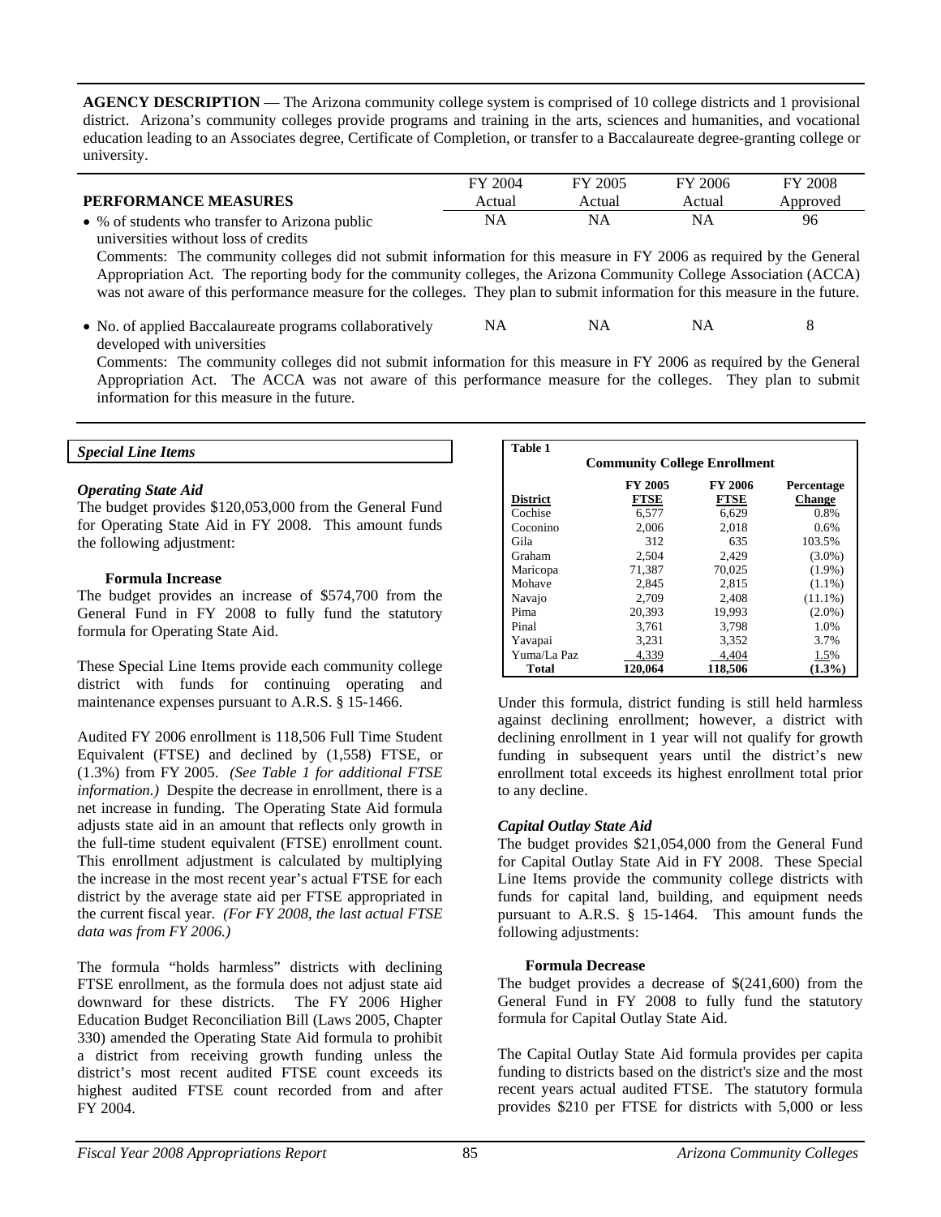**AGENCY DESCRIPTION** — The Arizona community college system is comprised of 10 college districts and 1 provisional district. Arizona's community colleges provide programs and training in the arts, sciences and humanities, and vocational education leading to an Associates degree, Certificate of Completion, or transfer to a Baccalaureate degree-granting college or university.

| **PERFORMANCE MEASURES** | FY 2004 Actual | FY 2005 Actual | FY 2006 Actual | FY 2008 Approved |
|---|---|---|---|---|
| • % of students who transfer to Arizona public universities without loss of credits | NA | NA | NA | 96 |

Comments: The community colleges did not submit information for this measure in FY 2006 as required by the General Appropriation Act. The reporting body for the community colleges, the Arizona Community College Association (ACCA) was not aware of this performance measure for the colleges. They plan to submit information for this measure in the future.

| | | | | |
|---|---|---|---|---|
| • No. of applied Baccalaureate programs collaboratively developed with universities | NA | NA | NA | 8 |

Comments: The community colleges did not submit information for this measure in FY 2006 as required by the General Appropriation Act. The ACCA was not aware of this performance measure for the colleges. They plan to submit information for this measure in the future.

## *Special Line Items*

### *Operating State Aid*

The budget provides $120,053,000 from the General Fund for Operating State Aid in FY 2008. This amount funds the following adjustment:

**Formula Increase**

The budget provides an increase of $574,700 from the General Fund in FY 2008 to fully fund the statutory formula for Operating State Aid.

These Special Line Items provide each community college district with funds for continuing operating and maintenance expenses pursuant to A.R.S. § 15-1466.

Audited FY 2006 enrollment is 118,506 Full Time Student Equivalent (FTSE) and declined by (1,558) FTSE, or (1.3%) from FY 2005. *(See Table 1 for additional FTSE information.)* Despite the decrease in enrollment, there is a net increase in funding. The Operating State Aid formula adjusts state aid in an amount that reflects only growth in the full-time student equivalent (FTSE) enrollment count. This enrollment adjustment is calculated by multiplying the increase in the most recent year's actual FTSE for each district by the average state aid per FTSE appropriated in the current fiscal year. *(For FY 2008, the last actual FTSE data was from FY 2006.)*

The formula "holds harmless" districts with declining FTSE enrollment, as the formula does not adjust state aid downward for these districts. The FY 2006 Higher Education Budget Reconciliation Bill (Laws 2005, Chapter 330) amended the Operating State Aid formula to prohibit a district from receiving growth funding unless the district's most recent audited FTSE count exceeds its highest audited FTSE count recorded from and after FY 2004.

**Table 1**

**Community College Enrollment**

| District | FY 2005 FTSE | FY 2006 FTSE | Percentage Change |
|---|---|---|---|
| Cochise | 6,577 | 6,629 | 0.8% |
| Coconino | 2,006 | 2,018 | 0.6% |
| Gila | 312 | 635 | 103.5% |
| Graham | 2,504 | 2,429 | (3.0%) |
| Maricopa | 71,387 | 70,025 | (1.9%) |
| Mohave | 2,845 | 2,815 | (1.1%) |
| Navajo | 2,709 | 2,408 | (11.1%) |
| Pima | 20,393 | 19,993 | (2.0%) |
| Pinal | 3,761 | 3,798 | 1.0% |
| Yavapai | 3,231 | 3,352 | 3.7% |
| Yuma/La Paz | 4,339 | 4,404 | 1.5% |
| **Total** | **120,064** | **118,506** | **(1.3%)** |

Under this formula, district funding is still held harmless against declining enrollment; however, a district with declining enrollment in 1 year will not qualify for growth funding in subsequent years until the district's new enrollment total exceeds its highest enrollment total prior to any decline.

### *Capital Outlay State Aid*

The budget provides $21,054,000 from the General Fund for Capital Outlay State Aid in FY 2008. These Special Line Items provide the community college districts with funds for capital land, building, and equipment needs pursuant to A.R.S. § 15-1464. This amount funds the following adjustments:

**Formula Decrease**

The budget provides a decrease of $(241,600) from the General Fund in FY 2008 to fully fund the statutory formula for Capital Outlay State Aid.

The Capital Outlay State Aid formula provides per capita funding to districts based on the district's size and the most recent years actual audited FTSE. The statutory formula provides $210 per FTSE for districts with 5,000 or less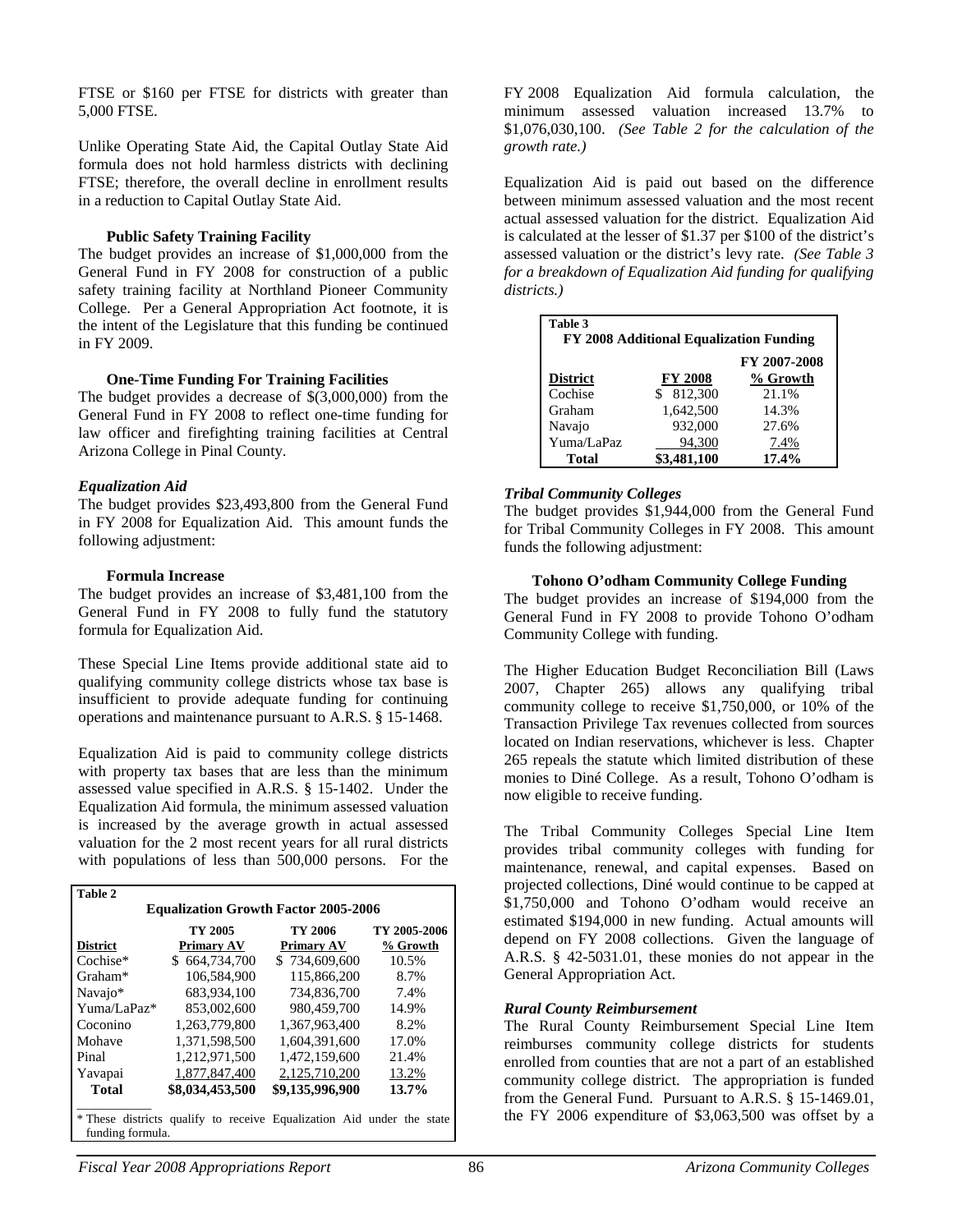FTSE or $160 per FTSE for districts with greater than 5,000 FTSE.

Unlike Operating State Aid, the Capital Outlay State Aid formula does not hold harmless districts with declining FTSE; therefore, the overall decline in enrollment results in a reduction to Capital Outlay State Aid.

**Public Safety Training Facility**

The budget provides an increase of $1,000,000 from the General Fund in FY 2008 for construction of a public safety training facility at Northland Pioneer Community College. Per a General Appropriation Act footnote, it is the intent of the Legislature that this funding be continued in FY 2009.

**One-Time Funding For Training Facilities**

The budget provides a decrease of $(3,000,000) from the General Fund in FY 2008 to reflect one-time funding for law officer and firefighting training facilities at Central Arizona College in Pinal County.

***Equalization Aid***

The budget provides $23,493,800 from the General Fund in FY 2008 for Equalization Aid. This amount funds the following adjustment:

**Formula Increase**

The budget provides an increase of $3,481,100 from the General Fund in FY 2008 to fully fund the statutory formula for Equalization Aid.

These Special Line Items provide additional state aid to qualifying community college districts whose tax base is insufficient to provide adequate funding for continuing operations and maintenance pursuant to A.R.S. § 15-1468.

Equalization Aid is paid to community college districts with property tax bases that are less than the minimum assessed value specified in A.R.S. § 15-1402. Under the Equalization Aid formula, the minimum assessed valuation is increased by the average growth in actual assessed valuation for the 2 most recent years for all rural districts with populations of less than 500,000 persons. For the FY 2008 Equalization Aid formula calculation, the minimum assessed valuation increased 13.7% to $1,076,030,100. *(See Table 2 for the calculation of the growth rate.)*

**Table 2**
**Equalization Growth Factor 2005-2006**

| District | TY 2005 Primary AV | TY 2006 Primary AV | TY 2005-2006 % Growth |
|---|---|---|---|
| Cochise* | $ 664,734,700 | $ 734,609,600 | 10.5% |
| Graham* | 106,584,900 | 115,866,200 | 8.7% |
| Navajo* | 683,934,100 | 734,836,700 | 7.4% |
| Yuma/LaPaz* | 853,002,600 | 980,459,700 | 14.9% |
| Coconino | 1,263,779,800 | 1,367,963,400 | 8.2% |
| Mohave | 1,371,598,500 | 1,604,391,600 | 17.0% |
| Pinal | 1,212,971,500 | 1,472,159,600 | 21.4% |
| Yavapai | 1,877,847,400 | 2,125,710,200 | 13.2% |
| **Total** | **$8,034,453,500** | **$9,135,996,900** | **13.7%** |

\* These districts qualify to receive Equalization Aid under the state funding formula.

Equalization Aid is paid out based on the difference between minimum assessed valuation and the most recent actual assessed valuation for the district. Equalization Aid is calculated at the lesser of $1.37 per $100 of the district's assessed valuation or the district's levy rate. *(See Table 3 for a breakdown of Equalization Aid funding for qualifying districts.)*

**Table 3**
**FY 2008 Additional Equalization Funding**

| District | FY 2008 | FY 2007-2008 % Growth |
|---|---|---|
| Cochise | $ 812,300 | 21.1% |
| Graham | 1,642,500 | 14.3% |
| Navajo | 932,000 | 27.6% |
| Yuma/LaPaz | 94,300 | 7.4% |
| **Total** | **$3,481,100** | **17.4%** |

***Tribal Community Colleges***

The budget provides $1,944,000 from the General Fund for Tribal Community Colleges in FY 2008. This amount funds the following adjustment:

**Tohono O'odham Community College Funding**

The budget provides an increase of $194,000 from the General Fund in FY 2008 to provide Tohono O'odham Community College with funding.

The Higher Education Budget Reconciliation Bill (Laws 2007, Chapter 265) allows any qualifying tribal community college to receive $1,750,000, or 10% of the Transaction Privilege Tax revenues collected from sources located on Indian reservations, whichever is less. Chapter 265 repeals the statute which limited distribution of these monies to Diné College. As a result, Tohono O'odham is now eligible to receive funding.

The Tribal Community Colleges Special Line Item provides tribal community colleges with funding for maintenance, renewal, and capital expenses. Based on projected collections, Diné would continue to be capped at $1,750,000 and Tohono O'odham would receive an estimated $194,000 in new funding. Actual amounts will depend on FY 2008 collections. Given the language of A.R.S. § 42-5031.01, these monies do not appear in the General Appropriation Act.

***Rural County Reimbursement***

The Rural County Reimbursement Special Line Item reimburses community college districts for students enrolled from counties that are not a part of an established community college district. The appropriation is funded from the General Fund. Pursuant to A.R.S. § 15-1469.01, the FY 2006 expenditure of $3,063,500 was offset by a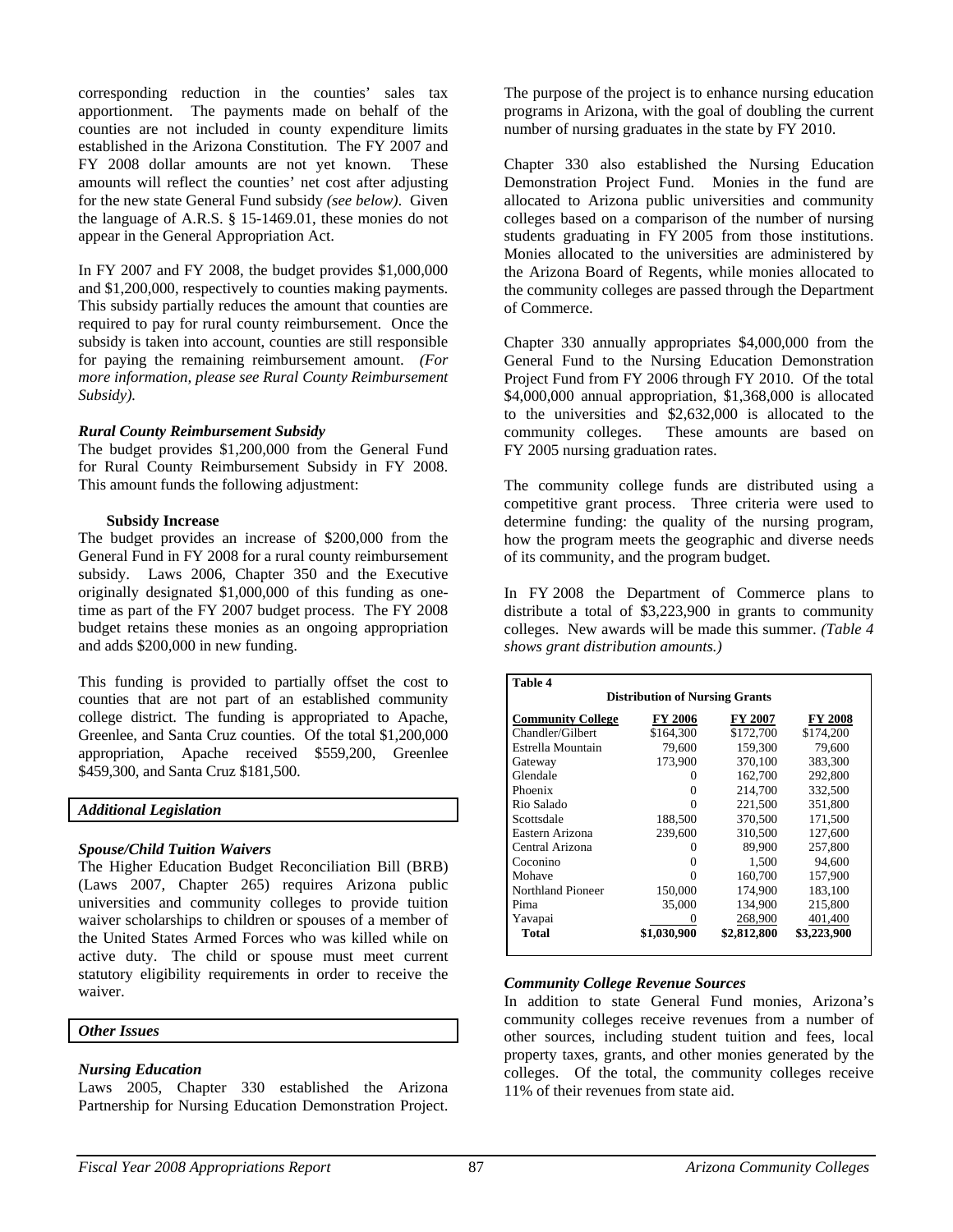corresponding reduction in the counties' sales tax apportionment. The payments made on behalf of the counties are not included in county expenditure limits established in the Arizona Constitution. The FY 2007 and FY 2008 dollar amounts are not yet known. These amounts will reflect the counties' net cost after adjusting for the new state General Fund subsidy *(see below)*. Given the language of A.R.S. § 15-1469.01, these monies do not appear in the General Appropriation Act.

In FY 2007 and FY 2008, the budget provides $1,000,000 and $1,200,000, respectively to counties making payments. This subsidy partially reduces the amount that counties are required to pay for rural county reimbursement. Once the subsidy is taken into account, counties are still responsible for paying the remaining reimbursement amount. *(For more information, please see Rural County Reimbursement Subsidy).*

### *Rural County Reimbursement Subsidy*

The budget provides $1,200,000 from the General Fund for Rural County Reimbursement Subsidy in FY 2008. This amount funds the following adjustment:

**Subsidy Increase**

The budget provides an increase of $200,000 from the General Fund in FY 2008 for a rural county reimbursement subsidy. Laws 2006, Chapter 350 and the Executive originally designated $1,000,000 of this funding as one-time as part of the FY 2007 budget process. The FY 2008 budget retains these monies as an ongoing appropriation and adds $200,000 in new funding.

This funding is provided to partially offset the cost to counties that are not part of an established community college district. The funding is appropriated to Apache, Greenlee, and Santa Cruz counties. Of the total $1,200,000 appropriation, Apache received $559,200, Greenlee $459,300, and Santa Cruz $181,500.

## *Additional Legislation*

### *Spouse/Child Tuition Waivers*

The Higher Education Budget Reconciliation Bill (BRB) (Laws 2007, Chapter 265) requires Arizona public universities and community colleges to provide tuition waiver scholarships to children or spouses of a member of the United States Armed Forces who was killed while on active duty. The child or spouse must meet current statutory eligibility requirements in order to receive the waiver.

## *Other Issues*

### *Nursing Education*

Laws 2005, Chapter 330 established the Arizona Partnership for Nursing Education Demonstration Project. The purpose of the project is to enhance nursing education programs in Arizona, with the goal of doubling the current number of nursing graduates in the state by FY 2010.

Chapter 330 also established the Nursing Education Demonstration Project Fund. Monies in the fund are allocated to Arizona public universities and community colleges based on a comparison of the number of nursing students graduating in FY 2005 from those institutions. Monies allocated to the universities are administered by the Arizona Board of Regents, while monies allocated to the community colleges are passed through the Department of Commerce.

Chapter 330 annually appropriates $4,000,000 from the General Fund to the Nursing Education Demonstration Project Fund from FY 2006 through FY 2010. Of the total $4,000,000 annual appropriation, $1,368,000 is allocated to the universities and $2,632,000 is allocated to the community colleges. These amounts are based on FY 2005 nursing graduation rates.

The community college funds are distributed using a competitive grant process. Three criteria were used to determine funding: the quality of the nursing program, how the program meets the geographic and diverse needs of its community, and the program budget.

In FY 2008 the Department of Commerce plans to distribute a total of $3,223,900 in grants to community colleges. New awards will be made this summer. *(Table 4 shows grant distribution amounts.)*

**Table 4**
**Distribution of Nursing Grants**

| Community College | FY 2006 | FY 2007 | FY 2008 |
|---|---|---|---|
| Chandler/Gilbert | $164,300 | $172,700 | $174,200 |
| Estrella Mountain | 79,600 | 159,300 | 79,600 |
| Gateway | 173,900 | 370,100 | 383,300 |
| Glendale | 0 | 162,700 | 292,800 |
| Phoenix | 0 | 214,700 | 332,500 |
| Rio Salado | 0 | 221,500 | 351,800 |
| Scottsdale | 188,500 | 370,500 | 171,500 |
| Eastern Arizona | 239,600 | 310,500 | 127,600 |
| Central Arizona | 0 | 89,900 | 257,800 |
| Coconino | 0 | 1,500 | 94,600 |
| Mohave | 0 | 160,700 | 157,900 |
| Northland Pioneer | 150,000 | 174,900 | 183,100 |
| Pima | 35,000 | 134,900 | 215,800 |
| Yavapai | 0 | 268,900 | 401,400 |
| **Total** | **$1,030,900** | **$2,812,800** | **$3,223,900** |

### *Community College Revenue Sources*

In addition to state General Fund monies, Arizona's community colleges receive revenues from a number of other sources, including student tuition and fees, local property taxes, grants, and other monies generated by the colleges. Of the total, the community colleges receive 11% of their revenues from state aid.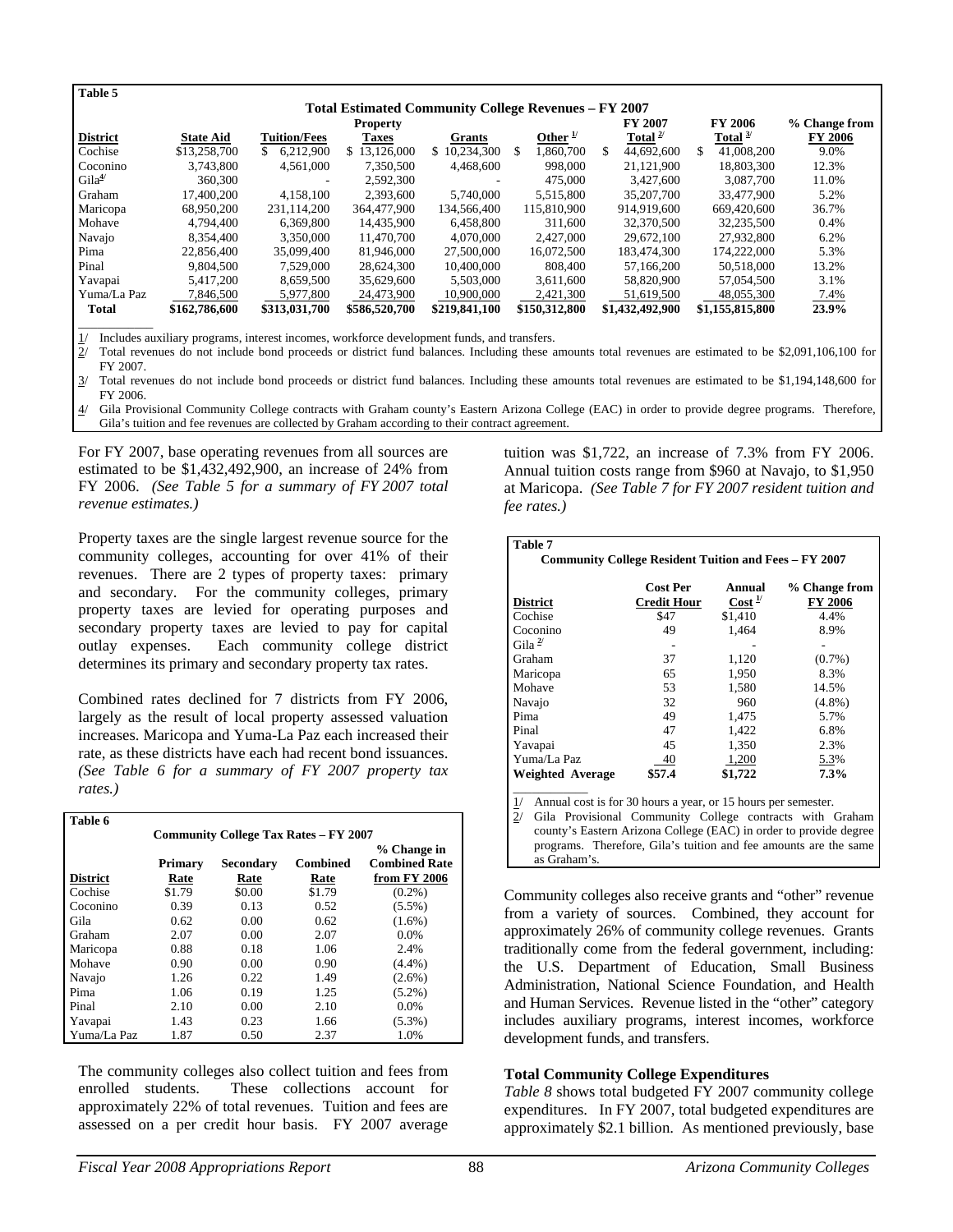**Table 5**

**Total Estimated Community College Revenues – FY 2007**

| District | State Aid | Tuition/Fees | Property Taxes | Grants | Other 1/ | FY 2007 Total 2/ | FY 2006 Total 3/ | % Change from FY 2006 |
|---|---|---|---|---|---|---|---|---|
| Cochise | $13,258,700 | $ 6,212,900 | $ 13,126,000 | $ 10,234,300 | $ 1,860,700 | $ 44,692,600 | $ 41,008,200 | 9.0% |
| Coconino | 3,743,800 | 4,561,000 | 7,350,500 | 4,468,600 | 998,000 | 21,121,900 | 18,803,300 | 12.3% |
| Gila 4/ | 360,300 | - | 2,592,300 | - | 475,000 | 3,427,600 | 3,087,700 | 11.0% |
| Graham | 17,400,200 | 4,158,100 | 2,393,600 | 5,740,000 | 5,515,800 | 35,207,700 | 33,477,900 | 5.2% |
| Maricopa | 68,950,200 | 231,114,200 | 364,477,900 | 134,566,400 | 115,810,900 | 914,919,600 | 669,420,600 | 36.7% |
| Mohave | 4,794,400 | 6,369,800 | 14,435,900 | 6,458,800 | 311,600 | 32,370,500 | 32,235,500 | 0.4% |
| Navajo | 8,354,400 | 3,350,000 | 11,470,700 | 4,070,000 | 2,427,000 | 29,672,100 | 27,932,800 | 6.2% |
| Pima | 22,856,400 | 35,099,400 | 81,946,000 | 27,500,000 | 16,072,500 | 183,474,300 | 174,222,000 | 5.3% |
| Pinal | 9,804,500 | 7,529,000 | 28,624,300 | 10,400,000 | 808,400 | 57,166,200 | 50,518,000 | 13.2% |
| Yavapai | 5,417,200 | 8,659,500 | 35,629,600 | 5,503,000 | 3,611,600 | 58,820,900 | 57,054,500 | 3.1% |
| Yuma/La Paz | 7,846,500 | 5,977,800 | 24,473,900 | 10,900,000 | 2,421,300 | 51,619,500 | 48,055,300 | 7.4% |
| **Total** | **$162,786,600** | **$313,031,700** | **$586,520,700** | **$219,841,100** | **$150,312,800** | **$1,432,492,900** | **$1,155,815,800** | **23.9%** |

1/ Includes auxiliary programs, interest incomes, workforce development funds, and transfers.
2/ Total revenues do not include bond proceeds or district fund balances. Including these amounts total revenues are estimated to be $2,091,106,100 for FY 2007.
3/ Total revenues do not include bond proceeds or district fund balances. Including these amounts total revenues are estimated to be $1,194,148,600 for FY 2006.
4/ Gila Provisional Community College contracts with Graham county's Eastern Arizona College (EAC) in order to provide degree programs. Therefore, Gila's tuition and fee revenues are collected by Graham according to their contract agreement.

For FY 2007, base operating revenues from all sources are estimated to be $1,432,492,900, an increase of 24% from FY 2006. *(See Table 5 for a summary of FY 2007 total revenue estimates.)*

Property taxes are the single largest revenue source for the community colleges, accounting for over 41% of their revenues. There are 2 types of property taxes: primary and secondary. For the community colleges, primary property taxes are levied for operating purposes and secondary property taxes are levied to pay for capital outlay expenses. Each community college district determines its primary and secondary property tax rates.

Combined rates declined for 7 districts from FY 2006, largely as the result of local property assessed valuation increases. Maricopa and Yuma-La Paz each increased their rate, as these districts have each had recent bond issuances. *(See Table 6 for a summary of FY 2007 property tax rates.)*

**Table 6**

**Community College Tax Rates – FY 2007**

| District | Primary Rate | Secondary Rate | Combined Rate | % Change in Combined Rate from FY 2006 |
|---|---|---|---|---|
| Cochise | $1.79 | $0.00 | $1.79 | (0.2%) |
| Coconino | 0.39 | 0.13 | 0.52 | (5.5%) |
| Gila | 0.62 | 0.00 | 0.62 | (1.6%) |
| Graham | 2.07 | 0.00 | 2.07 | 0.0% |
| Maricopa | 0.88 | 0.18 | 1.06 | 2.4% |
| Mohave | 0.90 | 0.00 | 0.90 | (4.4%) |
| Navajo | 1.26 | 0.22 | 1.49 | (2.6%) |
| Pima | 1.06 | 0.19 | 1.25 | (5.2%) |
| Pinal | 2.10 | 0.00 | 2.10 | 0.0% |
| Yavapai | 1.43 | 0.23 | 1.66 | (5.3%) |
| Yuma/La Paz | 1.87 | 0.50 | 2.37 | 1.0% |

The community colleges also collect tuition and fees from enrolled students. These collections account for approximately 22% of total revenues. Tuition and fees are assessed on a per credit hour basis. FY 2007 average tuition was $1,722, an increase of 7.3% from FY 2006. Annual tuition costs range from $960 at Navajo, to $1,950 at Maricopa. *(See Table 7 for FY 2007 resident tuition and fee rates.)*

**Table 7**

**Community College Resident Tuition and Fees – FY 2007**

| District | Cost Per Credit Hour | Annual Cost 1/ | % Change from FY 2006 |
|---|---|---|---|
| Cochise | $47 | $1,410 | 4.4% |
| Coconino | 49 | 1,464 | 8.9% |
| Gila 2/ | - | - | - |
| Graham | 37 | 1,120 | (0.7%) |
| Maricopa | 65 | 1,950 | 8.3% |
| Mohave | 53 | 1,580 | 14.5% |
| Navajo | 32 | 960 | (4.8%) |
| Pima | 49 | 1,475 | 5.7% |
| Pinal | 47 | 1,422 | 6.8% |
| Yavapai | 45 | 1,350 | 2.3% |
| Yuma/La Paz | 40 | 1,200 | 5.3% |
| **Weighted Average** | **$57.4** | **$1,722** | **7.3%** |

1/ Annual cost is for 30 hours a year, or 15 hours per semester.
2/ Gila Provisional Community College contracts with Graham county's Eastern Arizona College (EAC) in order to provide degree programs. Therefore, Gila's tuition and fee amounts are the same as Graham's.

Community colleges also receive grants and "other" revenue from a variety of sources. Combined, they account for approximately 26% of community college revenues. Grants traditionally come from the federal government, including: the U.S. Department of Education, Small Business Administration, National Science Foundation, and Health and Human Services. Revenue listed in the "other" category includes auxiliary programs, interest incomes, workforce development funds, and transfers.

### Total Community College Expenditures

*Table 8* shows total budgeted FY 2007 community college expenditures. In FY 2007, total budgeted expenditures are approximately $2.1 billion. As mentioned previously, base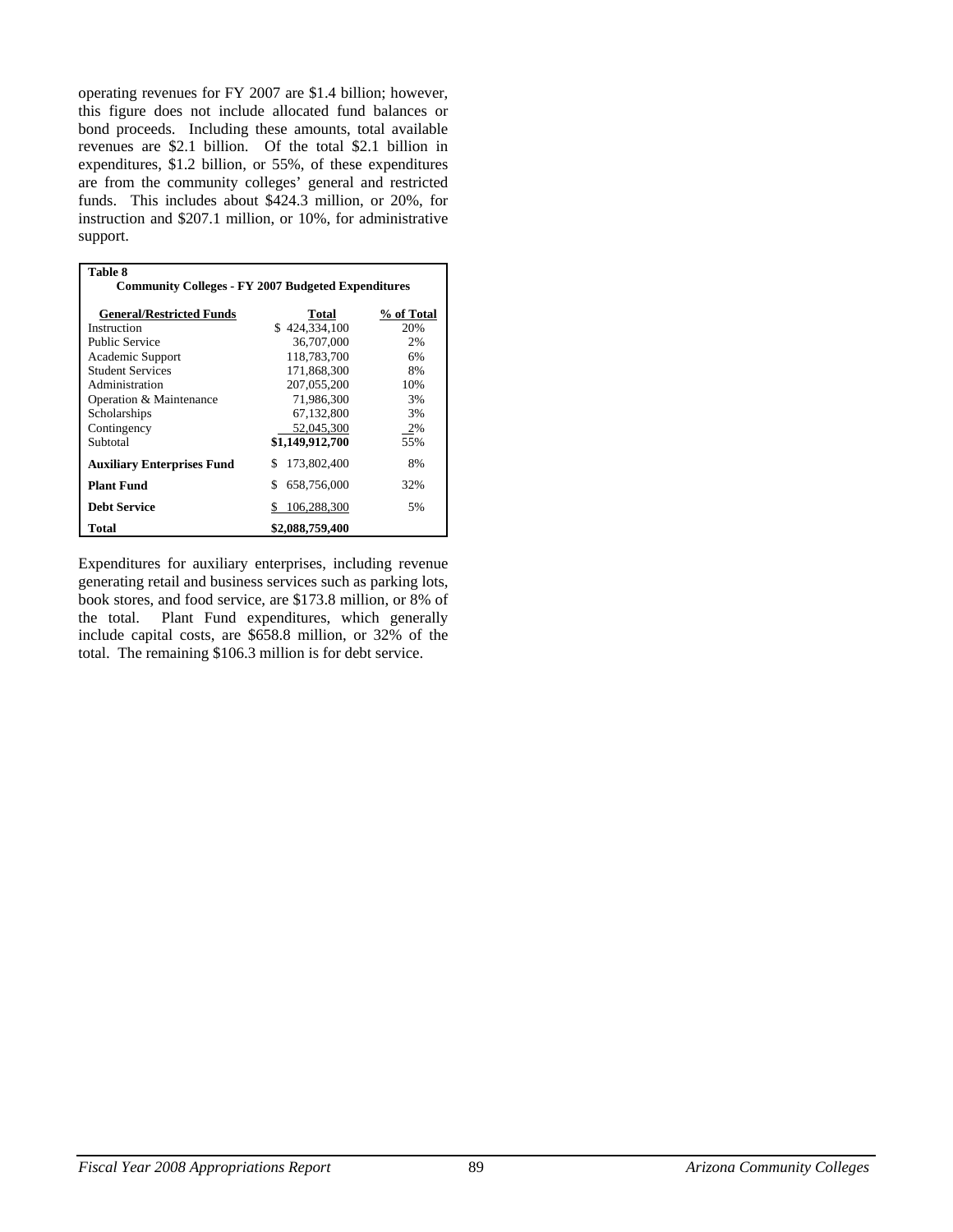operating revenues for FY 2007 are $1.4 billion; however, this figure does not include allocated fund balances or bond proceeds. Including these amounts, total available revenues are $2.1 billion. Of the total $2.1 billion in expenditures, $1.2 billion, or 55%, of these expenditures are from the community colleges' general and restricted funds. This includes about $424.3 million, or 20%, for instruction and $207.1 million, or 10%, for administrative support.

**Table 8**
**Community Colleges - FY 2007 Budgeted Expenditures**

| General/Restricted Funds | Total | % of Total |
|---|---|---|
| Instruction | $ 424,334,100 | 20% |
| Public Service | 36,707,000 | 2% |
| Academic Support | 118,783,700 | 6% |
| Student Services | 171,868,300 | 8% |
| Administration | 207,055,200 | 10% |
| Operation & Maintenance | 71,986,300 | 3% |
| Scholarships | 67,132,800 | 3% |
| Contingency | 52,045,300 | 2% |
| Subtotal | **$1,149,912,700** | 55% |
| **Auxiliary Enterprises Fund** | $ 173,802,400 | 8% |
| **Plant Fund** | $ 658,756,000 | 32% |
| **Debt Service** | $ 106,288,300 | 5% |
| **Total** | **$2,088,759,400** | |

Expenditures for auxiliary enterprises, including revenue generating retail and business services such as parking lots, book stores, and food service, are $173.8 million, or 8% of the total. Plant Fund expenditures, which generally include capital costs, are $658.8 million, or 32% of the total. The remaining $106.3 million is for debt service.